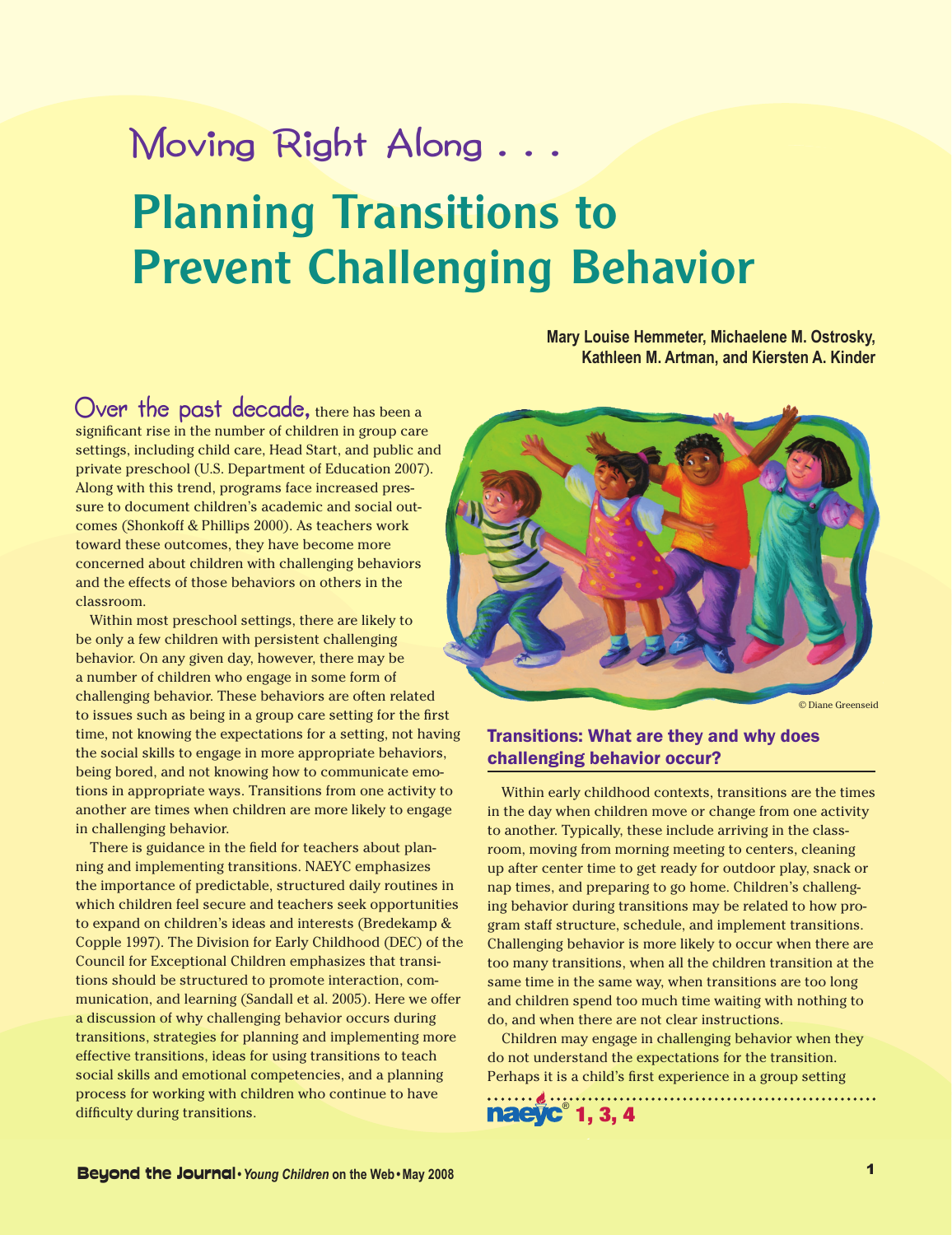## Moving Right Along . . .

# Planning Transitions to Prevent Challenging Behavior

**Mary Louise Hemmeter, Michaelene M. Ostrosky, Kathleen M. Artman, and Kiersten A. Kinder**

Over the past decade, there has been a significant rise in the number of children in group care settings, including child care, Head Start, and public and private preschool (U.S. Department of Education 2007). Along with this trend, programs face increased pressure to document children's academic and social outcomes (Shonkoff & Phillips 2000). As teachers work toward these outcomes, they have become more concerned about children with challenging behaviors and the effects of those behaviors on others in the classroom.

Within most preschool settings, there are likely to be only a few children with persistent challenging behavior. On any given day, however, there may be a number of children who engage in some form of challenging behavior. These behaviors are often related to issues such as being in a group care setting for the first time, not knowing the expectations for a setting, not having the social skills to engage in more appropriate behaviors, being bored, and not knowing how to communicate emotions in appropriate ways. Transitions from one activity to another are times when children are more likely to engage in challenging behavior.

There is guidance in the field for teachers about planning and implementing transitions. NAEYC emphasizes the importance of predictable, structured daily routines in which children feel secure and teachers seek opportunities to expand on children's ideas and interests (Bredekamp & Copple 1997). The Division for Early Childhood (DEC) of the Council for Exceptional Children emphasizes that transitions should be structured to promote interaction, communication, and learning (Sandall et al. 2005). Here we offer a discussion of why challenging behavior occurs during transitions, strategies for planning and implementing more effective transitions, ideas for using transitions to teach social skills and emotional competencies, and a planning process for working with children who continue to have difficulty during transitions.

© Diane Greenseid

### Transitions: What are they and why does challenging behavior occur?

Within early childhood contexts, transitions are the times in the day when children move or change from one activity to another. Typically, these include arriving in the classroom, moving from morning meeting to centers, cleaning up after center time to get ready for outdoor play, snack or nap times, and preparing to go home. Children's challenging behavior during transitions may be related to how program staff structure, schedule, and implement transitions. Challenging behavior is more likely to occur when there are too many transitions, when all the children transition at the same time in the same way, when transitions are too long and children spend too much time waiting with nothing to do, and when there are not clear instructions.

Children may engage in challenging behavior when they do not understand the expectations for the transition. Perhaps it is a child's first experience in a group setting

naeyc® 1, 3, 4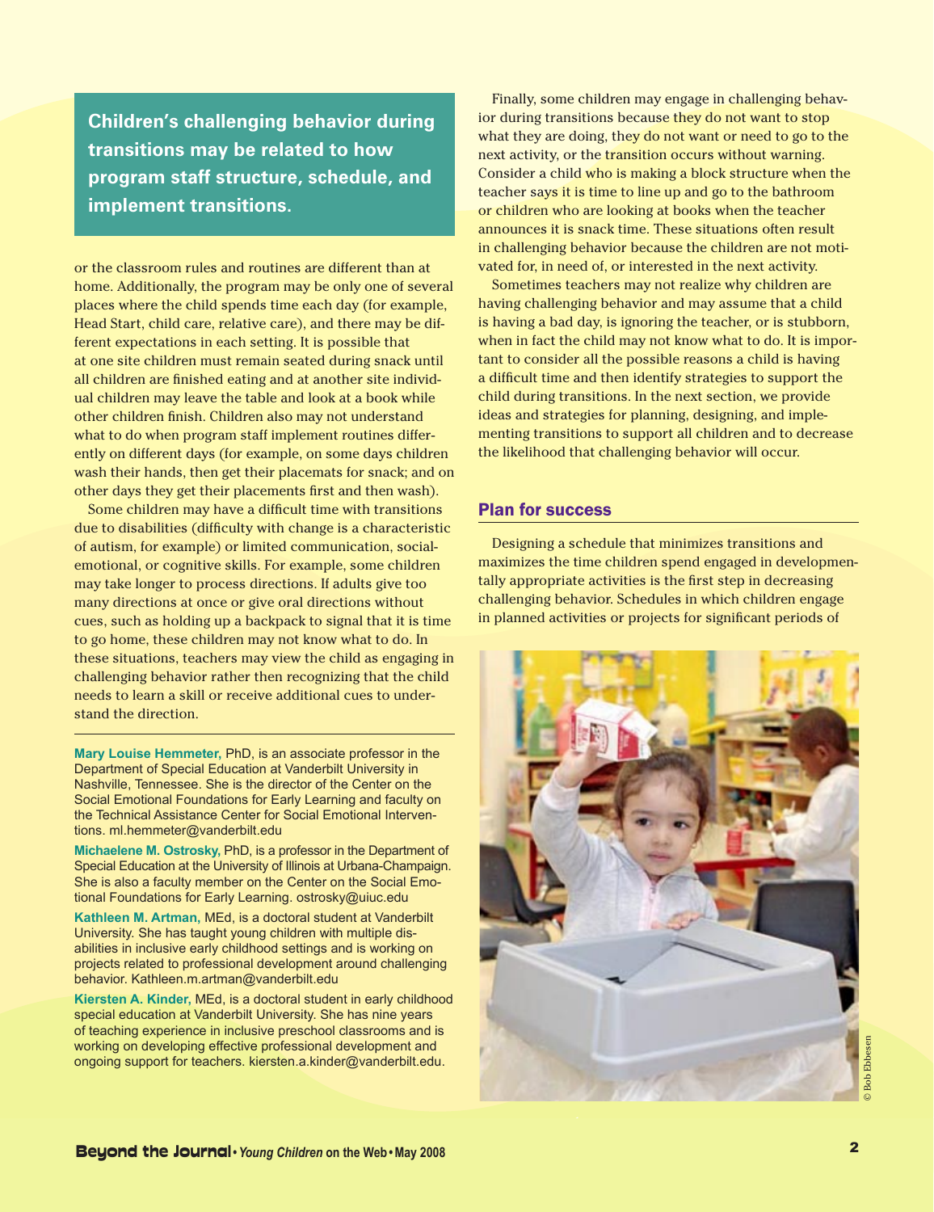**Children's challenging behavior during transitions may be related to how program staff structure, schedule, and implement transitions.**

or the classroom rules and routines are different than at home. Additionally, the program may be only one of several places where the child spends time each day (for example, Head Start, child care, relative care), and there may be different expectations in each setting. It is possible that at one site children must remain seated during snack until all children are finished eating and at another site individual children may leave the table and look at a book while other children finish. Children also may not understand what to do when program staff implement routines differently on different days (for example, on some days children wash their hands, then get their placemats for snack; and on other days they get their placements first and then wash).

Some children may have a difficult time with transitions due to disabilities (difficulty with change is a characteristic of autism, for example) or limited communication, social-emotional, or cognitive skills. For example, some children may take longer to process directions. If adults give too many directions at once or give oral directions without cues, such as holding up a backpack to signal that it is time to go home, these children may not know what to do. In these situations, teachers may view the child as engaging in challenging behavior rather then recognizing that the child needs to learn a skill or receive additional cues to understand the direction.

**Mary Louise Hemmeter,** PhD, is an associate professor in the Department of Special Education at Vanderbilt University in Nashville, Tennessee. She is the director of the Center on the Social Emotional Foundations for Early Learning and faculty on the Technical Assistance Center for Social Emotional Interventions. ml.hemmeter@vanderbilt.edu

**Michaelene M. Ostrosky,** PhD, is a professor in the Department of Special Education at the University of Illinois at Urbana-Champaign. She is also a faculty member on the Center on the Social Emotional Foundations for Early Learning. ostrosky@uiuc.edu

**Kathleen M. Artman,** MEd, is a doctoral student at Vanderbilt University. She has taught young children with multiple disabilities in inclusive early childhood settings and is working on projects related to professional development around challenging behavior. Kathleen.m.artman@vanderbilt.edu

**Kiersten A. Kinder,** MEd, is a doctoral student in early childhood special education at Vanderbilt University. She has nine years of teaching experience in inclusive preschool classrooms and is working on developing effective professional development and ongoing support for teachers. kiersten.a.kinder@vanderbilt.edu.

Finally, some children may engage in challenging behavior during transitions because they do not want to stop what they are doing, they do not want or need to go to the next activity, or the transition occurs without warning. Consider a child who is making a block structure when the teacher says it is time to line up and go to the bathroom or children who are looking at books when the teacher announces it is snack time. These situations often result in challenging behavior because the children are not motivated for, in need of, or interested in the next activity.

Sometimes teachers may not realize why children are having challenging behavior and may assume that a child is having a bad day, is ignoring the teacher, or is stubborn, when in fact the child may not know what to do. It is important to consider all the possible reasons a child is having a difficult time and then identify strategies to support the child during transitions. In the next section, we provide ideas and strategies for planning, designing, and implementing transitions to support all children and to decrease the likelihood that challenging behavior will occur.

## Plan for success

Designing a schedule that minimizes transitions and maximizes the time children spend engaged in developmentally appropriate activities is the first step in decreasing challenging behavior. Schedules in which children engage in planned activities or projects for significant periods of

© Bob Ebbesen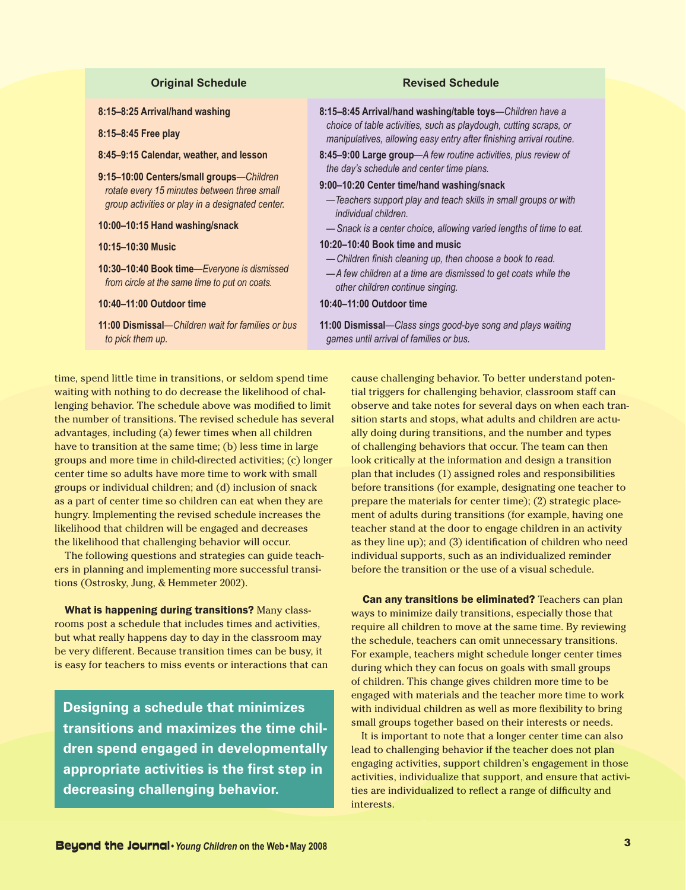| Original Schedule | Revised Schedule |
|---|---|
| **8:15–8:25 Arrival/hand washing** | **8:15–8:45 Arrival/hand washing/table toys**—*Children have a choice of table activities, such as playdough, cutting scraps, or manipulatives, allowing easy entry after finishing arrival routine.* |
| **8:15–8:45 Free play** | **8:45–9:00 Large group**—*A few routine activities, plus review of the day's schedule and center time plans.* |
| **8:45–9:15 Calendar, weather, and lesson** | **9:00–10:20 Center time/hand washing/snack** —*Teachers support play and teach skills in small groups or with individual children.* —*Snack is a center choice, allowing varied lengths of time to eat.* |
| **9:15–10:00 Centers/small groups**—*Children rotate every 15 minutes between three small group activities or play in a designated center.* | |
| **10:00–10:15 Hand washing/snack** | |
| **10:15–10:30 Music** | **10:20–10:40 Book time and music** —*Children finish cleaning up, then choose a book to read.* —*A few children at a time are dismissed to get coats while the other children continue singing.* |
| **10:30–10:40 Book time**—*Everyone is dismissed from circle at the same time to put on coats.* | |
| **10:40–11:00 Outdoor time** | **10:40–11:00 Outdoor time** |
| **11:00 Dismissal**—*Children wait for families or bus to pick them up.* | **11:00 Dismissal**—*Class sings good-bye song and plays waiting games until arrival of families or bus.* |

time, spend little time in transitions, or seldom spend time waiting with nothing to do decrease the likelihood of challenging behavior. The schedule above was modified to limit the number of transitions. The revised schedule has several advantages, including (a) fewer times when all children have to transition at the same time; (b) less time in large groups and more time in child-directed activities; (c) longer center time so adults have more time to work with small groups or individual children; and (d) inclusion of snack as a part of center time so children can eat when they are hungry. Implementing the revised schedule increases the likelihood that children will be engaged and decreases the likelihood that challenging behavior will occur.

The following questions and strategies can guide teachers in planning and implementing more successful transitions (Ostrosky, Jung, & Hemmeter 2002).

**What is happening during transitions?** Many classrooms post a schedule that includes times and activities, but what really happens day to day in the classroom may be very different. Because transition times can be busy, it is easy for teachers to miss events or interactions that can cause challenging behavior. To better understand potential triggers for challenging behavior, classroom staff can observe and take notes for several days on when each transition starts and stops, what adults and children are actually doing during transitions, and the number and types of challenging behaviors that occur. The team can then look critically at the information and design a transition plan that includes (1) assigned roles and responsibilities before transitions (for example, designating one teacher to prepare the materials for center time); (2) strategic placement of adults during transitions (for example, having one teacher stand at the door to engage children in an activity as they line up); and (3) identification of children who need individual supports, such as an individualized reminder before the transition or the use of a visual schedule.

**Designing a schedule that minimizes transitions and maximizes the time children spend engaged in developmentally appropriate activities is the first step in decreasing challenging behavior.**

**Can any transitions be eliminated?** Teachers can plan ways to minimize daily transitions, especially those that require all children to move at the same time. By reviewing the schedule, teachers can omit unnecessary transitions. For example, teachers might schedule longer center times during which they can focus on goals with small groups of children. This change gives children more time to be engaged with materials and the teacher more time to work with individual children as well as more flexibility to bring small groups together based on their interests or needs.

It is important to note that a longer center time can also lead to challenging behavior if the teacher does not plan engaging activities, support children's engagement in those activities, individualize that support, and ensure that activities are individualized to reflect a range of difficulty and interests.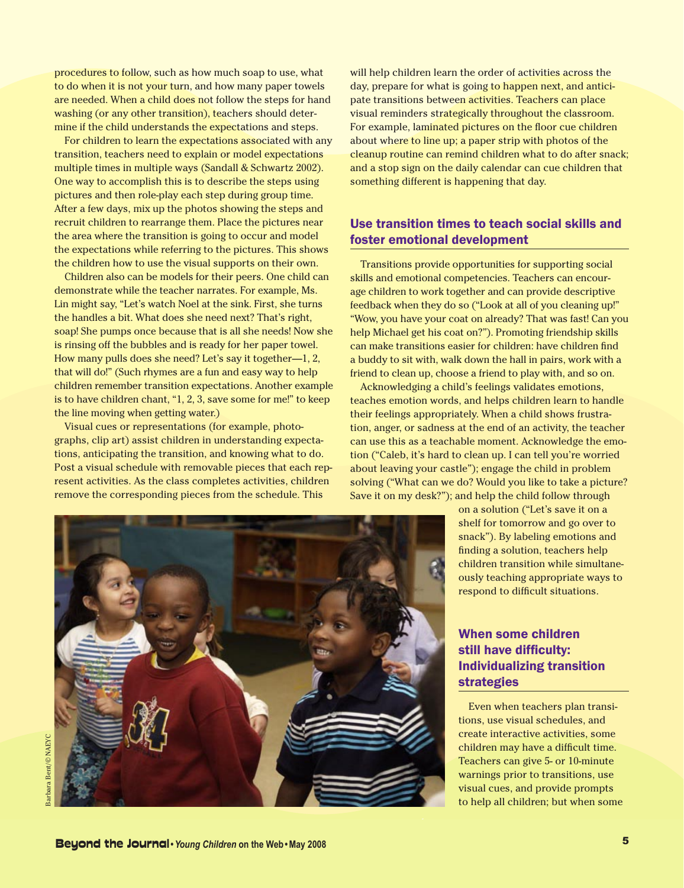procedures to follow, such as how much soap to use, what to do when it is not your turn, and how many paper towels are needed. When a child does not follow the steps for hand washing (or any other transition), teachers should determine if the child understands the expectations and steps.

For children to learn the expectations associated with any transition, teachers need to explain or model expectations multiple times in multiple ways (Sandall & Schwartz 2002). One way to accomplish this is to describe the steps using pictures and then role-play each step during group time. After a few days, mix up the photos showing the steps and recruit children to rearrange them. Place the pictures near the area where the transition is going to occur and model the expectations while referring to the pictures. This shows the children how to use the visual supports on their own.

Children also can be models for their peers. One child can demonstrate while the teacher narrates. For example, Ms. Lin might say, "Let's watch Noel at the sink. First, she turns the handles a bit. What does she need next? That's right, soap! She pumps once because that is all she needs! Now she is rinsing off the bubbles and is ready for her paper towel. How many pulls does she need? Let's say it together—1, 2, that will do!" (Such rhymes are a fun and easy way to help children remember transition expectations. Another example is to have children chant, "1, 2, 3, save some for me!" to keep the line moving when getting water.)

Visual cues or representations (for example, photographs, clip art) assist children in understanding expectations, anticipating the transition, and knowing what to do. Post a visual schedule with removable pieces that each represent activities. As the class completes activities, children remove the corresponding pieces from the schedule. This will help children learn the order of activities across the day, prepare for what is going to happen next, and anticipate transitions between activities. Teachers can place visual reminders strategically throughout the classroom. For example, laminated pictures on the floor cue children about where to line up; a paper strip with photos of the cleanup routine can remind children what to do after snack; and a stop sign on the daily calendar can cue children that something different is happening that day.

## Use transition times to teach social skills and foster emotional development

Transitions provide opportunities for supporting social skills and emotional competencies. Teachers can encourage children to work together and can provide descriptive feedback when they do so ("Look at all of you cleaning up!" "Wow, you have your coat on already? That was fast! Can you help Michael get his coat on?"). Promoting friendship skills can make transitions easier for children: have children find a buddy to sit with, walk down the hall in pairs, work with a friend to clean up, choose a friend to play with, and so on.

Acknowledging a child's feelings validates emotions, teaches emotion words, and helps children learn to handle their feelings appropriately. When a child shows frustration, anger, or sadness at the end of an activity, the teacher can use this as a teachable moment. Acknowledge the emotion ("Caleb, it's hard to clean up. I can tell you're worried about leaving your castle"); engage the child in problem solving ("What can we do? Would you like to take a picture? Save it on my desk?"); and help the child follow through on a solution ("Let's save it on a shelf for tomorrow and go over to snack"). By labeling emotions and finding a solution, teachers help children transition while simultaneously teaching appropriate ways to respond to difficult situations.

Barbara Bent/© NAEYC

## When some children still have difficulty: Individualizing transition strategies

Even when teachers plan transitions, use visual schedules, and create interactive activities, some children may have a difficult time. Teachers can give 5- or 10-minute warnings prior to transitions, use visual cues, and provide prompts to help all children; but when some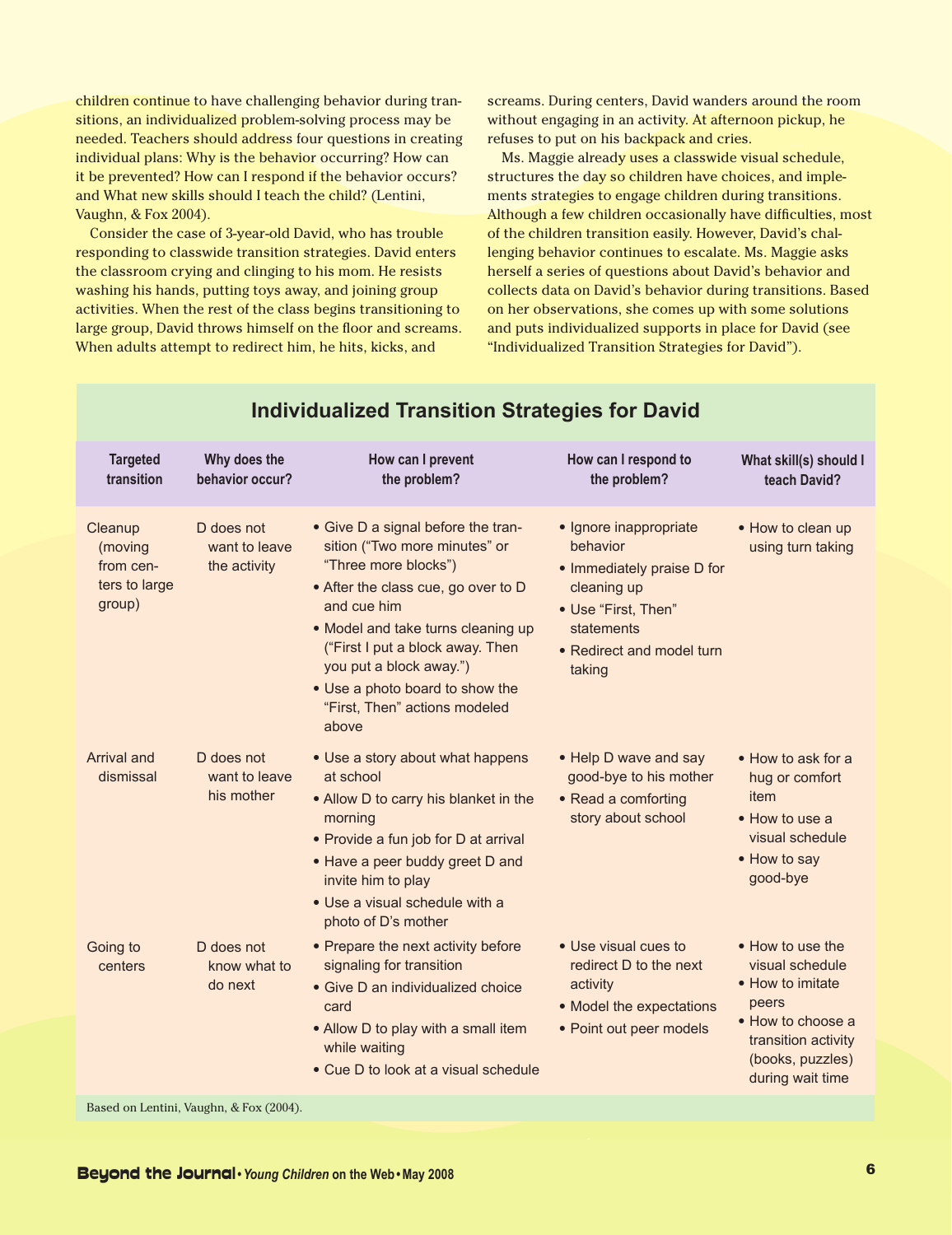children continue to have challenging behavior during transitions, an individualized problem-solving process may be needed. Teachers should address four questions in creating individual plans: Why is the behavior occurring? How can it be prevented? How can I respond if the behavior occurs? and What new skills should I teach the child? (Lentini, Vaughn, & Fox 2004).

Consider the case of 3-year-old David, who has trouble responding to classwide transition strategies. David enters the classroom crying and clinging to his mom. He resists washing his hands, putting toys away, and joining group activities. When the rest of the class begins transitioning to large group, David throws himself on the floor and screams. When adults attempt to redirect him, he hits, kicks, and screams. During centers, David wanders around the room without engaging in an activity. At afternoon pickup, he refuses to put on his backpack and cries.

Ms. Maggie already uses a classwide visual schedule, structures the day so children have choices, and implements strategies to engage children during transitions. Although a few children occasionally have difficulties, most of the children transition easily. However, David's challenging behavior continues to escalate. Ms. Maggie asks herself a series of questions about David's behavior and collects data on David's behavior during transitions. Based on her observations, she comes up with some solutions and puts individualized supports in place for David (see "Individualized Transition Strategies for David").

## Individualized Transition Strategies for David

| Targeted transition | Why does the behavior occur? | How can I prevent the problem? | How can I respond to the problem? | What skill(s) should I teach David? |
|---|---|---|---|---|
| Cleanup (moving from centers to large group) | D does not want to leave the activity | • Give D a signal before the transition ("Two more minutes" or "Three more blocks")<br>• After the class cue, go over to D and cue him<br>• Model and take turns cleaning up ("First I put a block away. Then you put a block away.")<br>• Use a photo board to show the "First, Then" actions modeled above | • Ignore inappropriate behavior<br>• Immediately praise D for cleaning up<br>• Use "First, Then" statements<br>• Redirect and model turn taking | • How to clean up using turn taking |
| Arrival and dismissal | D does not want to leave his mother | • Use a story about what happens at school<br>• Allow D to carry his blanket in the morning<br>• Provide a fun job for D at arrival<br>• Have a peer buddy greet D and invite him to play<br>• Use a visual schedule with a photo of D's mother | • Help D wave and say good-bye to his mother<br>• Read a comforting story about school | • How to ask for a hug or comfort item<br>• How to use a visual schedule<br>• How to say good-bye |
| Going to centers | D does not know what to do next | • Prepare the next activity before signaling for transition<br>• Give D an individualized choice card<br>• Allow D to play with a small item while waiting<br>• Cue D to look at a visual schedule | • Use visual cues to redirect D to the next activity<br>• Model the expectations<br>• Point out peer models | • How to use the visual schedule<br>• How to imitate peers<br>• How to choose a transition activity (books, puzzles) during wait time |

Based on Lentini, Vaughn, & Fox (2004).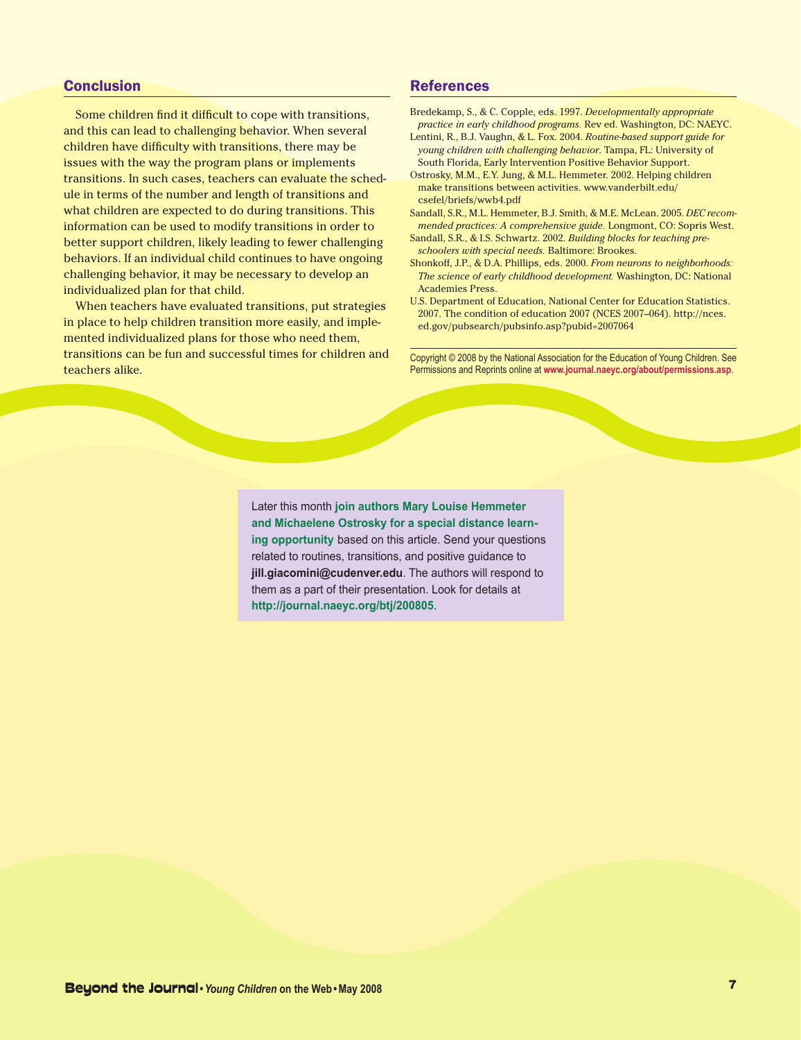## Conclusion

Some children find it difficult to cope with transitions, and this can lead to challenging behavior. When several children have difficulty with transitions, there may be issues with the way the program plans or implements transitions. In such cases, teachers can evaluate the schedule in terms of the number and length of transitions and what children are expected to do during transitions. This information can be used to modify transitions in order to better support children, likely leading to fewer challenging behaviors. If an individual child continues to have ongoing challenging behavior, it may be necessary to develop an individualized plan for that child.

When teachers have evaluated transitions, put strategies in place to help children transition more easily, and implemented individualized plans for those who need them, transitions can be fun and successful times for children and teachers alike.

## References

Bredekamp, S., & C. Copple, eds. 1997. *Developmentally appropriate practice in early childhood programs.* Rev ed. Washington, DC: NAEYC.

Lentini, R., B.J. Vaughn, & L. Fox. 2004. *Routine-based support guide for young children with challenging behavior.* Tampa, FL: University of South Florida, Early Intervention Positive Behavior Support.

Ostrosky, M.M., E.Y. Jung, & M.L. Hemmeter. 2002. Helping children make transitions between activities. www.vanderbilt.edu/csefel/briefs/wwb4.pdf

Sandall, S.R., M.L. Hemmeter, B.J. Smith, & M.E. McLean. 2005. *DEC recommended practices: A comprehensive guide.* Longmont, CO: Sopris West.

Sandall, S.R., & I.S. Schwartz. 2002. *Building blocks for teaching preschoolers with special needs.* Baltimore: Brookes.

Shonkoff, J.P., & D.A. Phillips, eds. 2000. *From neurons to neighborhoods: The science of early childhood development.* Washington, DC: National Academies Press.

U.S. Department of Education, National Center for Education Statistics. 2007. The condition of education 2007 (NCES 2007–064). http://nces.ed.gov/pubsearch/pubsinfo.asp?pubid=2007064

Copyright © 2008 by the National Association for the Education of Young Children. See Permissions and Reprints online at **www.journal.naeyc.org/about/permissions.asp**.

Later this month **join authors Mary Louise Hemmeter and Michaelene Ostrosky for a special distance learning opportunity** based on this article. Send your questions related to routines, transitions, and positive guidance to **jill.giacomini@cudenver.edu**. The authors will respond to them as a part of their presentation. Look for details at **http://journal.naeyc.org/btj/200805**.